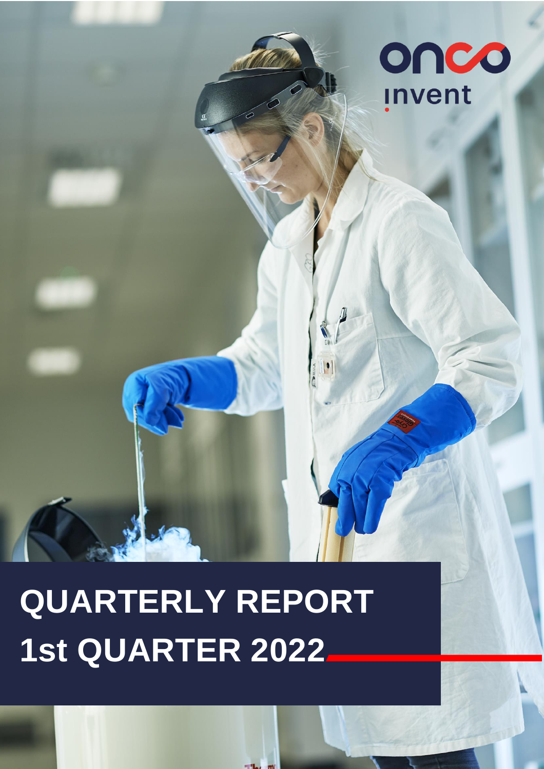onco invent

# QUARTERLY REPORT 1st QUARTER 2022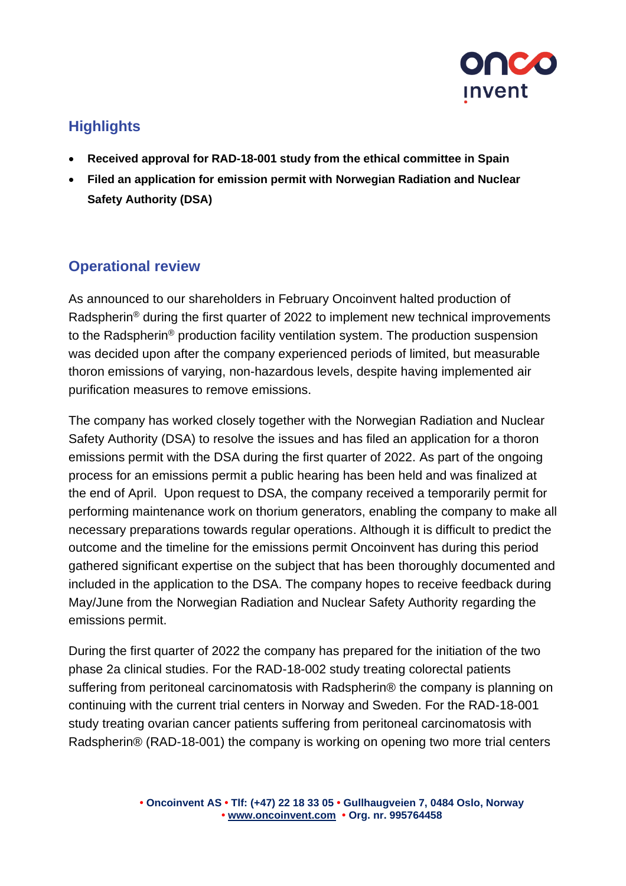## Highlights

- **Received approval for RAD-18-001 study from the ethical committee in Spain**
- **Filed an application for emission permit with Norwegian Radiation and Nuclear Safety Authority (DSA)**

## Operational review

As announced to our shareholders in February Oncoinvent halted production of Radspherin® during the first quarter of 2022 to implement new technical improvements to the Radspherin® production facility ventilation system. The production suspension was decided upon after the company experienced periods of limited, but measurable thoron emissions of varying, non-hazardous levels, despite having implemented air purification measures to remove emissions.

The company has worked closely together with the Norwegian Radiation and Nuclear Safety Authority (DSA) to resolve the issues and has filed an application for a thoron emissions permit with the DSA during the first quarter of 2022. As part of the ongoing process for an emissions permit a public hearing has been held and was finalized at the end of April. Upon request to DSA, the company received a temporarily permit for performing maintenance work on thorium generators, enabling the company to make all necessary preparations towards regular operations. Although it is difficult to predict the outcome and the timeline for the emissions permit Oncoinvent has during this period gathered significant expertise on the subject that has been thoroughly documented and included in the application to the DSA. The company hopes to receive feedback during May/June from the Norwegian Radiation and Nuclear Safety Authority regarding the emissions permit.

During the first quarter of 2022 the company has prepared for the initiation of the two phase 2a clinical studies. For the RAD-18-002 study treating colorectal patients suffering from peritoneal carcinomatosis with Radspherin® the company is planning on continuing with the current trial centers in Norway and Sweden. For the RAD-18-001 study treating ovarian cancer patients suffering from peritoneal carcinomatosis with Radspherin® (RAD-18-001) the company is working on opening two more trial centers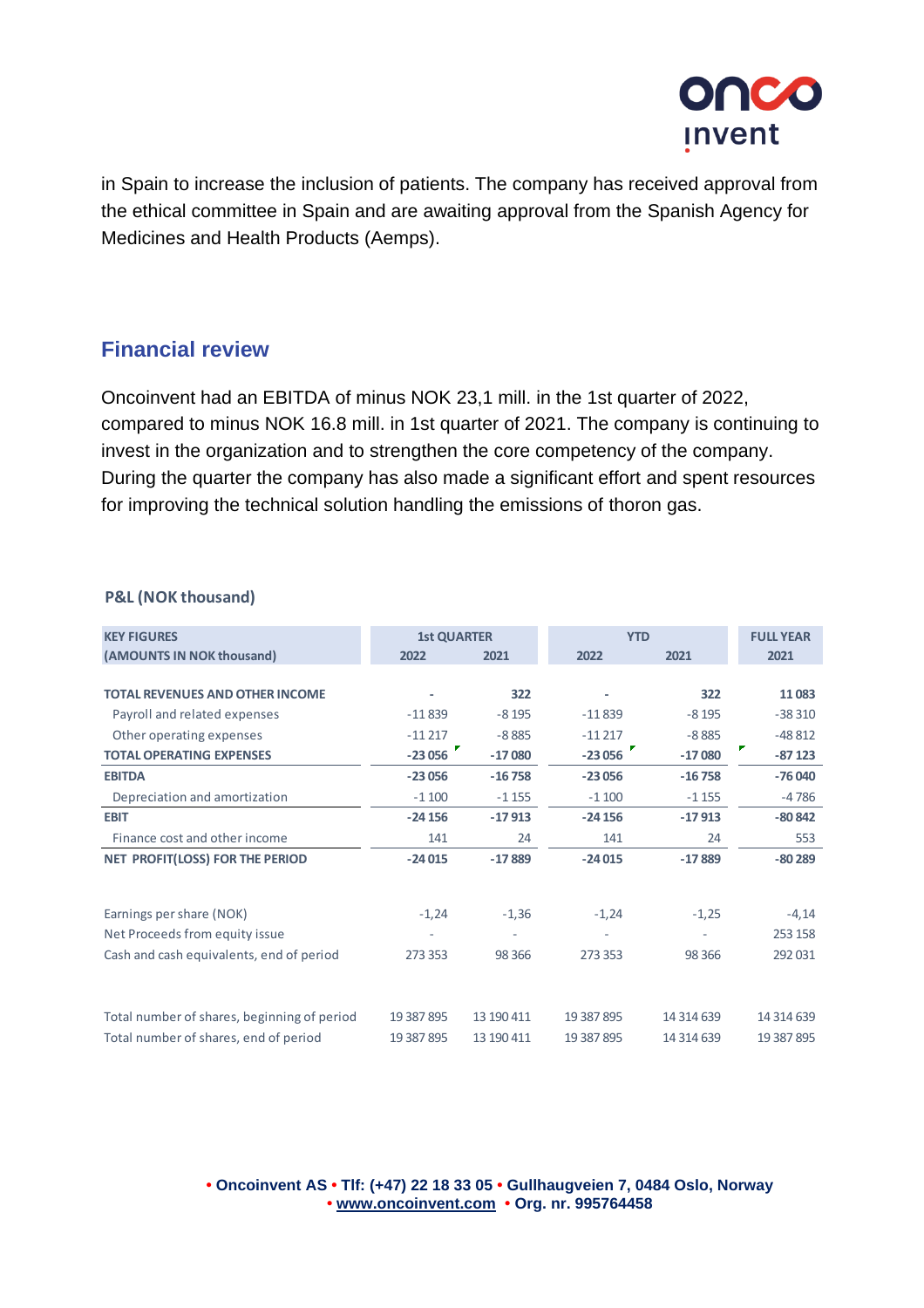in Spain to increase the inclusion of patients. The company has received approval from the ethical committee in Spain and are awaiting approval from the Spanish Agency for Medicines and Health Products (Aemps).

## Financial review

Oncoinvent had an EBITDA of minus NOK 23,1 mill. in the 1st quarter of 2022, compared to minus NOK 16.8 mill. in 1st quarter of 2021. The company is continuing to invest in the organization and to strengthen the core competency of the company. During the quarter the company has also made a significant effort and spent resources for improving the technical solution handling the emissions of thoron gas.

**P&L (NOK thousand)**

| KEY FIGURES | 1st QUARTER | | YTD | | FULL YEAR |
|---|---|---|---|---|---|
| (AMOUNTS IN NOK thousand) | 2022 | 2021 | 2022 | 2021 | 2021 |
| **TOTAL REVENUES AND OTHER INCOME** | - | **322** | - | **322** | **11 083** |
| Payroll and related expenses | -11 839 | -8 195 | -11 839 | -8 195 | -38 310 |
| Other operating expenses | -11 217 | -8 885 | -11 217 | -8 885 | -48 812 |
| **TOTAL OPERATING EXPENSES** | **-23 056** | **-17 080** | **-23 056** | **-17 080** | **-87 123** |
| **EBITDA** | **-23 056** | **-16 758** | **-23 056** | **-16 758** | **-76 040** |
| Depreciation and amortization | -1 100 | -1 155 | -1 100 | -1 155 | -4 786 |
| **EBIT** | **-24 156** | **-17 913** | **-24 156** | **-17 913** | **-80 842** |
| Finance cost and other income | 141 | 24 | 141 | 24 | 553 |
| **NET PROFIT(LOSS) FOR THE PERIOD** | **-24 015** | **-17 889** | **-24 015** | **-17 889** | **-80 289** |
| | | | | | |
| Earnings per share (NOK) | -1,24 | -1,36 | -1,24 | -1,25 | -4,14 |
| Net Proceeds from equity issue | - | - | - | - | 253 158 |
| Cash and cash equivalents, end of period | 273 353 | 98 366 | 273 353 | 98 366 | 292 031 |
| | | | | | |
| Total number of shares, beginning of period | 19 387 895 | 13 190 411 | 19 387 895 | 14 314 639 | 14 314 639 |
| Total number of shares, end of period | 19 387 895 | 13 190 411 | 19 387 895 | 14 314 639 | 19 387 895 |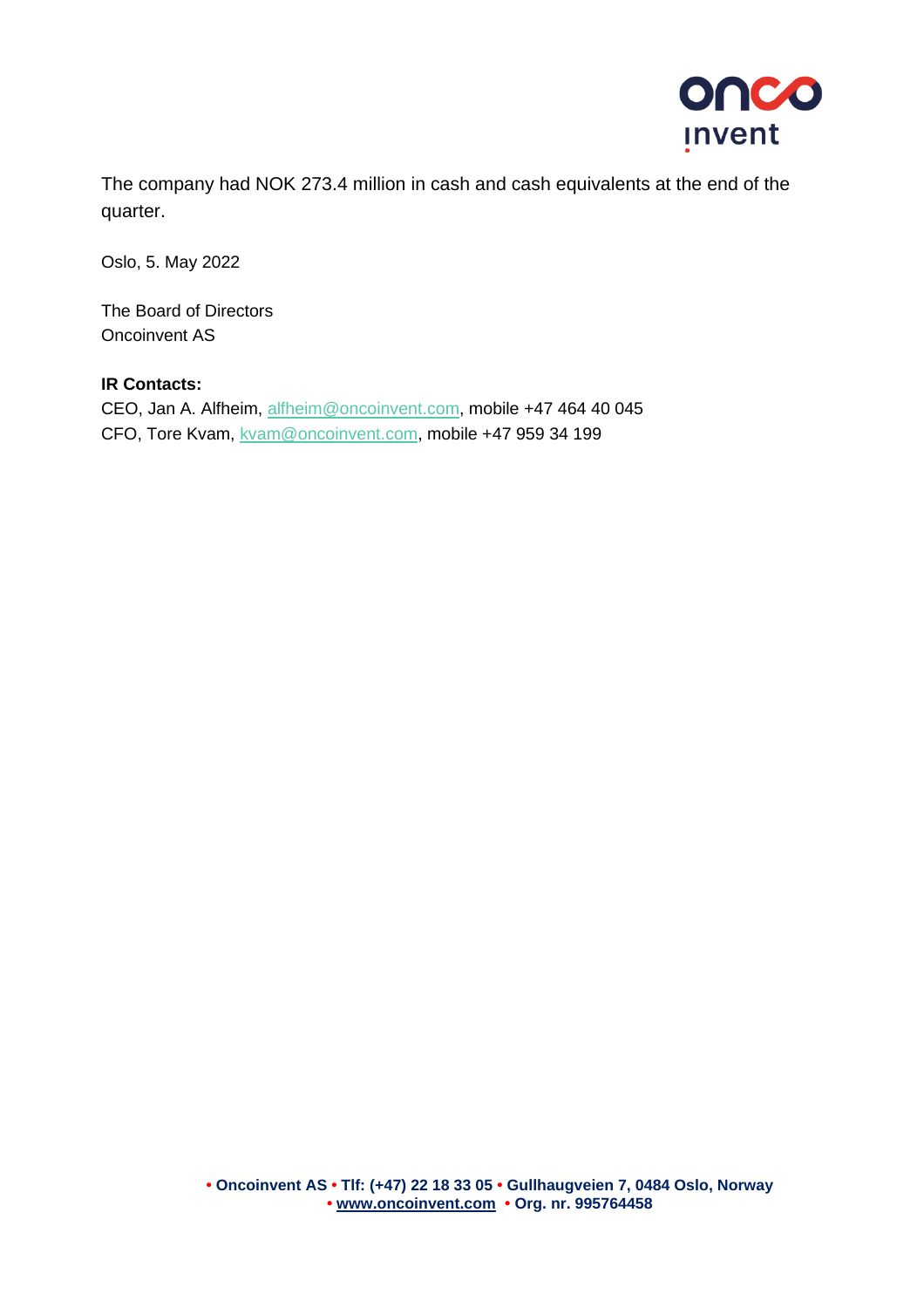The company had NOK 273.4 million in cash and cash equivalents at the end of the quarter.

Oslo, 5. May 2022

The Board of Directors
Oncoinvent AS

**IR Contacts:**
CEO, Jan A. Alfheim, alfheim@oncoinvent.com, mobile +47 464 40 045
CFO, Tore Kvam, kvam@oncoinvent.com, mobile +47 959 34 199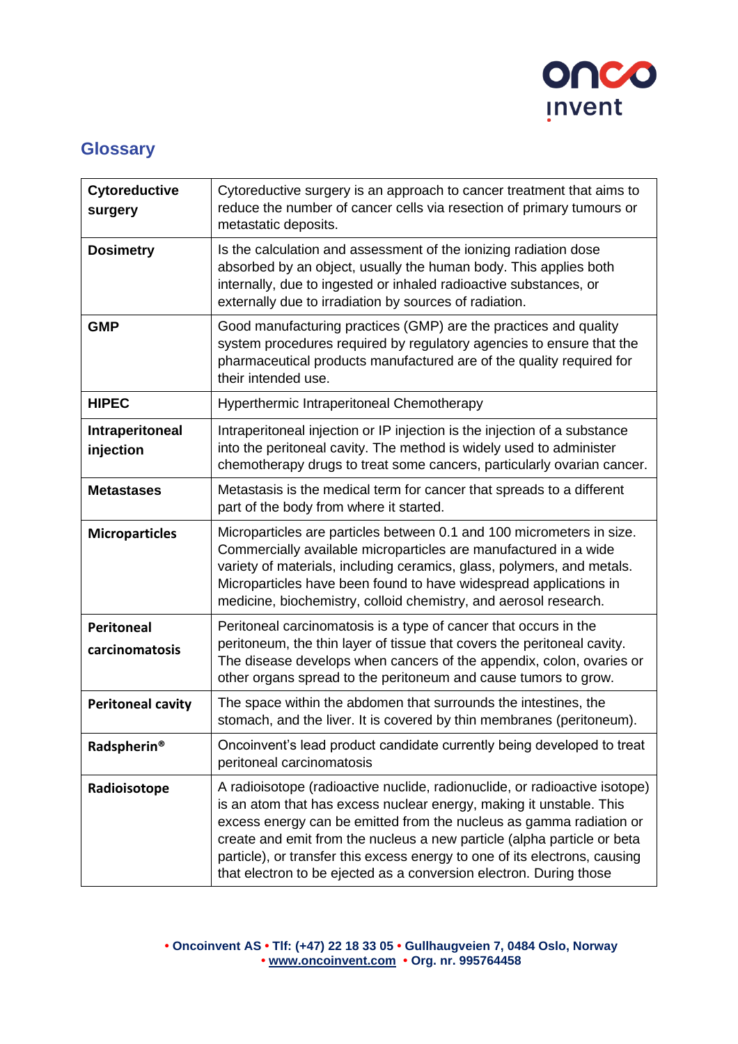## Glossary

| | |
|---|---|
| **Cytoreductive surgery** | Cytoreductive surgery is an approach to cancer treatment that aims to reduce the number of cancer cells via resection of primary tumours or metastatic deposits. |
| **Dosimetry** | Is the calculation and assessment of the ionizing radiation dose absorbed by an object, usually the human body. This applies both internally, due to ingested or inhaled radioactive substances, or externally due to irradiation by sources of radiation. |
| **GMP** | Good manufacturing practices (GMP) are the practices and quality system procedures required by regulatory agencies to ensure that the pharmaceutical products manufactured are of the quality required for their intended use. |
| **HIPEC** | Hyperthermic Intraperitoneal Chemotherapy |
| **Intraperitoneal injection** | Intraperitoneal injection or IP injection is the injection of a substance into the peritoneal cavity. The method is widely used to administer chemotherapy drugs to treat some cancers, particularly ovarian cancer. |
| **Metastases** | Metastasis is the medical term for cancer that spreads to a different part of the body from where it started. |
| **Microparticles** | Microparticles are particles between 0.1 and 100 micrometers in size. Commercially available microparticles are manufactured in a wide variety of materials, including ceramics, glass, polymers, and metals. Microparticles have been found to have widespread applications in medicine, biochemistry, colloid chemistry, and aerosol research. |
| **Peritoneal carcinomatosis** | Peritoneal carcinomatosis is a type of cancer that occurs in the peritoneum, the thin layer of tissue that covers the peritoneal cavity. The disease develops when cancers of the appendix, colon, ovaries or other organs spread to the peritoneum and cause tumors to grow. |
| **Peritoneal cavity** | The space within the abdomen that surrounds the intestines, the stomach, and the liver. It is covered by thin membranes (peritoneum). |
| **Radspherin®** | Oncoinvent's lead product candidate currently being developed to treat peritoneal carcinomatosis |
| **Radioisotope** | A radioisotope (radioactive nuclide, radionuclide, or radioactive isotope) is an atom that has excess nuclear energy, making it unstable. This excess energy can be emitted from the nucleus as gamma radiation or create and emit from the nucleus a new particle (alpha particle or beta particle), or transfer this excess energy to one of its electrons, causing that electron to be ejected as a conversion electron. During those |

**• Oncoinvent AS • Tlf: (+47) 22 18 33 05 • Gullhaugveien 7, 0484 Oslo, Norway • www.oncoinvent.com • Org. nr. 995764458**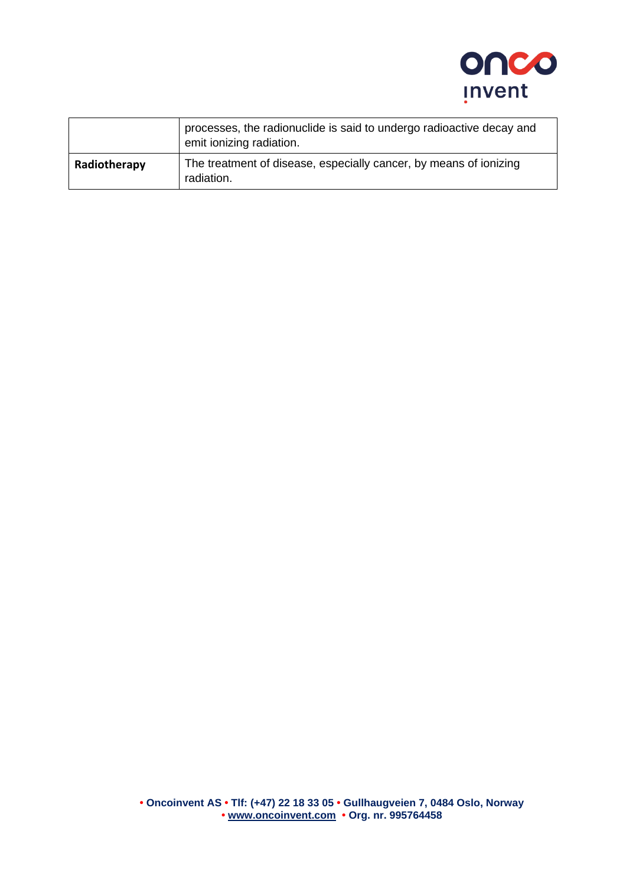| | |
|---|---|
| | processes, the radionuclide is said to undergo radioactive decay and emit ionizing radiation. |
| **Radiotherapy** | The treatment of disease, especially cancer, by means of ionizing radiation. |